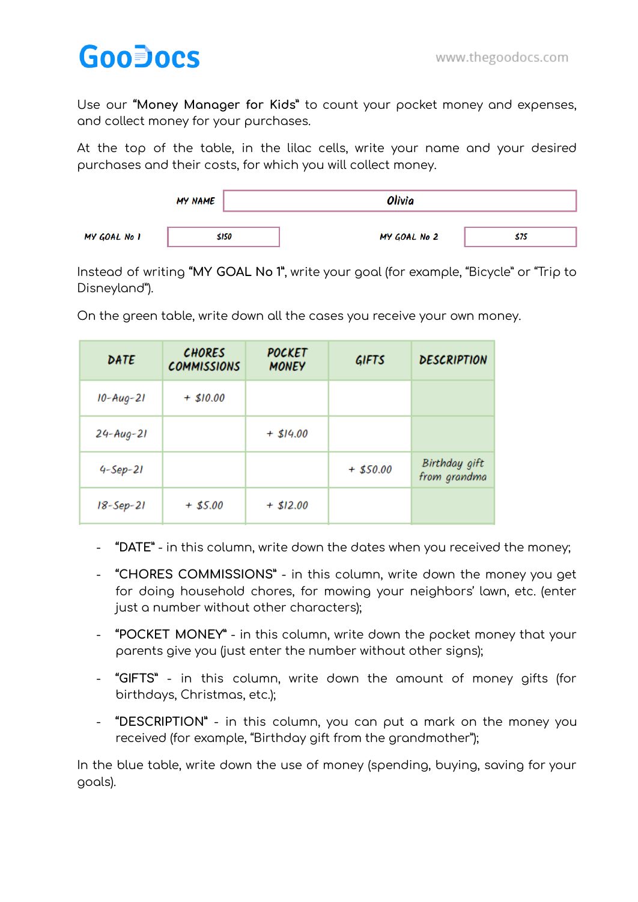Use our **"Money Manager for Kids"** to count your pocket money and expenses, and collect money for your purchases.

At the top of the table, in the lilac cells, write your name and your desired purchases and their costs, for which you will collect money.

| MY NAME | Olivia | | |
|---|---|---|---|
| MY GOAL No 1 | $150 | MY GOAL No 2 | $75 |

Instead of writing **"MY GOAL No 1"**, write your goal (for example, "Bicycle" or "Trip to Disneyland").

On the green table, write down all the cases you receive your own money.

| DATE | CHORES COMMISSIONS | POCKET MONEY | GIFTS | DESCRIPTION |
|---|---|---|---|---|
| 10-Aug-21 | + $10.00 | | | |
| 24-Aug-21 | | + $14.00 | | |
| 4-Sep-21 | | | + $50.00 | Birthday gift from grandma |
| 18-Sep-21 | + $5.00 | + $12.00 | | |

- "DATE" - in this column, write down the dates when you received the money;
- "CHORES COMMISSIONS" - in this column, write down the money you get for doing household chores, for mowing your neighbors' lawn, etc. (enter just a number without other characters);
- "POCKET MONEY" - in this column, write down the pocket money that your parents give you (just enter the number without other signs);
- "GIFTS" - in this column, write down the amount of money gifts (for birthdays, Christmas, etc.);
- "DESCRIPTION" - in this column, you can put a mark on the money you received (for example, "Birthday gift from the grandmother");

In the blue table, write down the use of money (spending, buying, saving for your goals).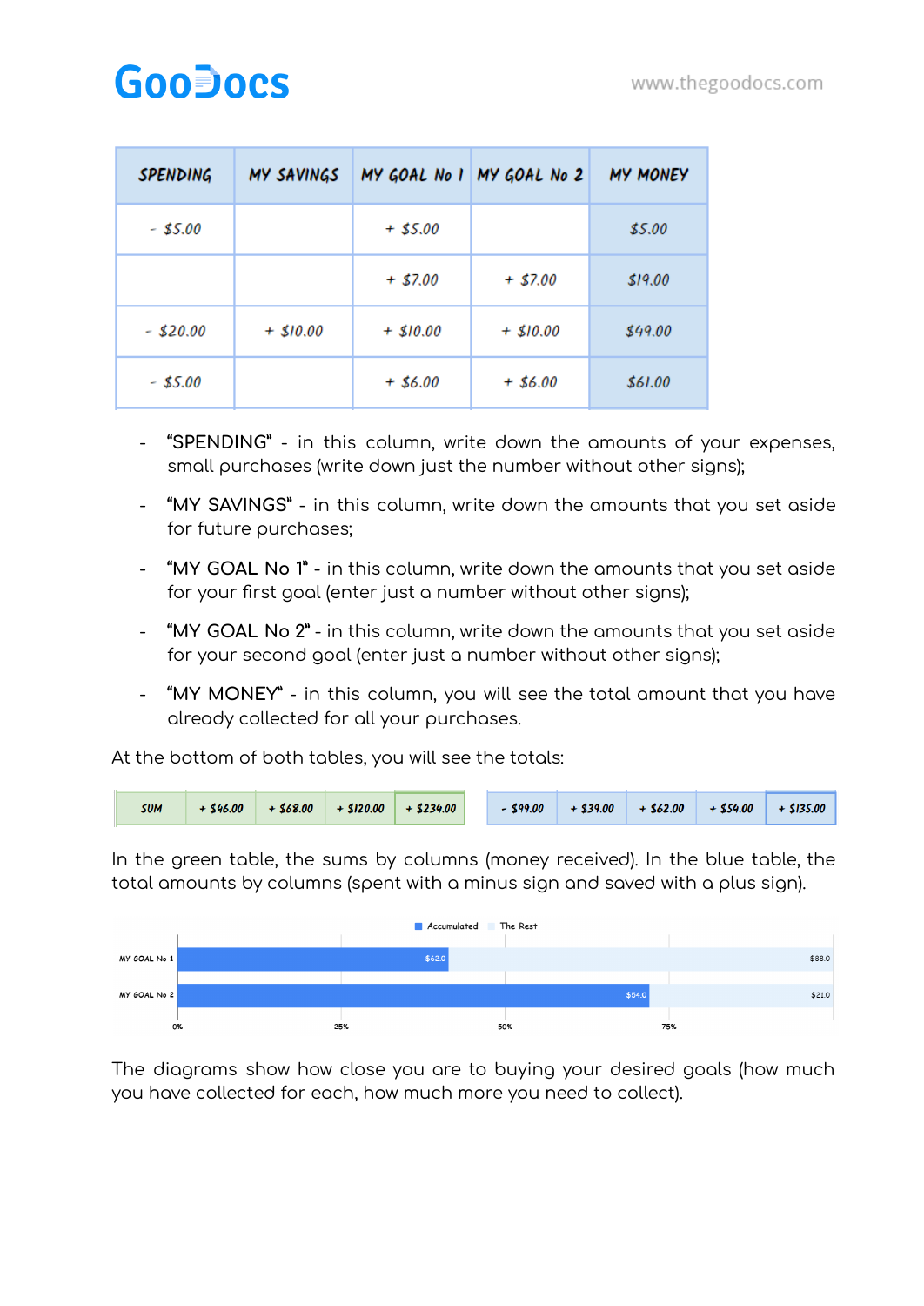| SPENDING | MY SAVINGS | MY GOAL No 1 | MY GOAL No 2 | MY MONEY |
|---|---|---|---|---|
| - $5.00 | | + $5.00 | | $5.00 |
| | | + $7.00 | + $7.00 | $19.00 |
| - $20.00 | + $10.00 | + $10.00 | + $10.00 | $49.00 |
| - $5.00 | | + $6.00 | + $6.00 | $61.00 |

- "SPENDING" - in this column, write down the amounts of your expenses, small purchases (write down just the number without other signs);
- "MY SAVINGS" - in this column, write down the amounts that you set aside for future purchases;
- "MY GOAL No 1" - in this column, write down the amounts that you set aside for your first goal (enter just a number without other signs);
- "MY GOAL No 2" - in this column, write down the amounts that you set aside for your second goal (enter just a number without other signs);
- "MY MONEY" - in this column, you will see the total amount that you have already collected for all your purchases.

At the bottom of both tables, you will see the totals:

| | | | | |
|---|---|---|---|---|
| SUM | + $46.00 | + $68.00 | + $120.00 | + $234.00 |

| | | | | |
|---|---|---|---|---|
| - $99.00 | + $39.00 | + $62.00 | + $54.00 | + $135.00 |

In the green table, the sums by columns (money received). In the blue table, the total amounts by columns (spent with a minus sign and saved with a plus sign).

Accumulated
The Rest

MY GOAL No 1
$62.0
$88.0

MY GOAL No 2
$54.0
$21.0

0%
25%
50%
75%

The diagrams show how close you are to buying your desired goals (how much you have collected for each, how much more you need to collect).